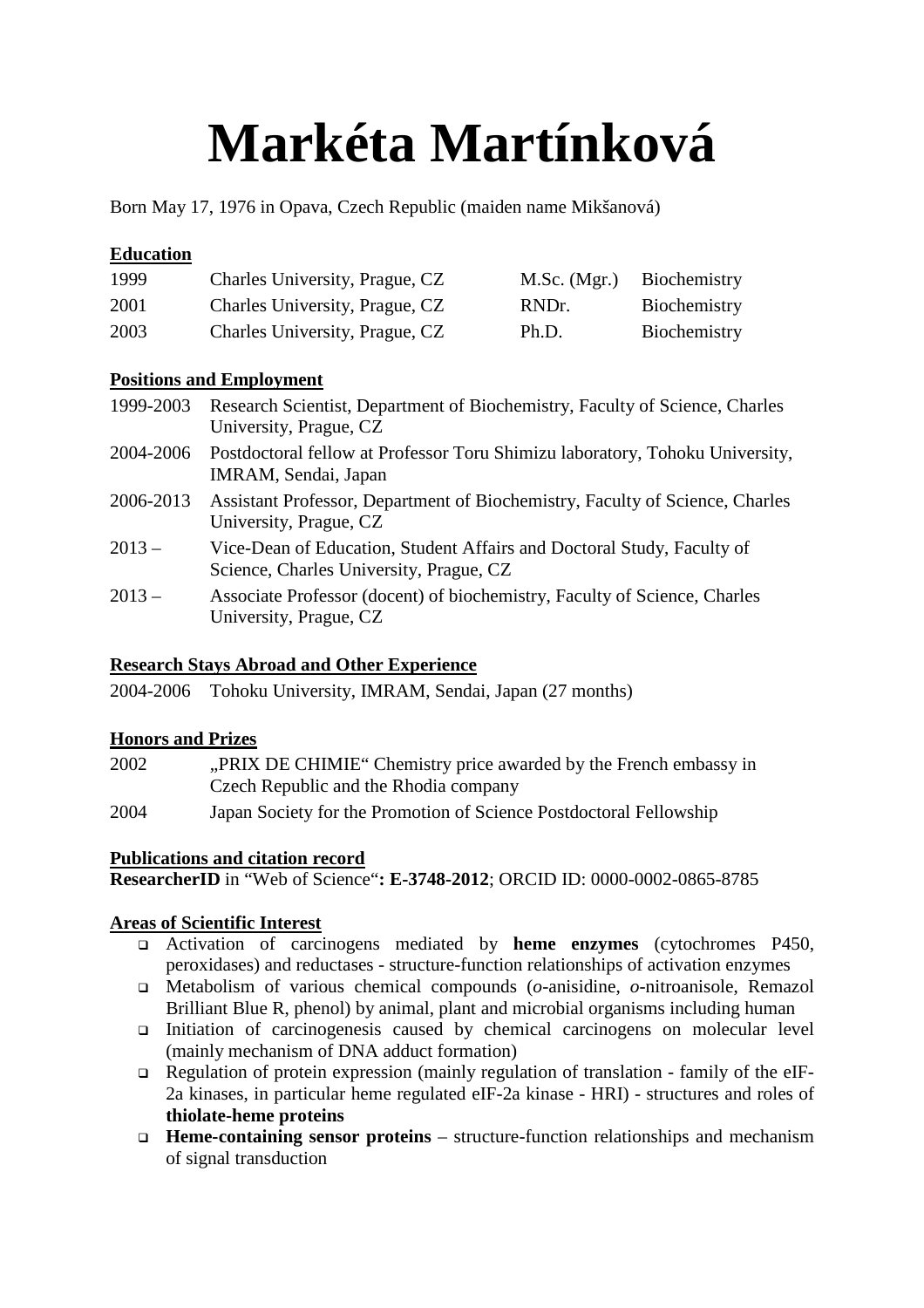# Markéta Martínková

Born May 17, 1976 in Opava, Czech Republic (maiden name Mikšanová)

## Education

| | | | |
|---|---|---|---|
| 1999 | Charles University, Prague, CZ | M.Sc. (Mgr.) | Biochemistry |
| 2001 | Charles University, Prague, CZ | RNDr. | Biochemistry |
| 2003 | Charles University, Prague, CZ | Ph.D. | Biochemistry |

## Positions and Employment

| | |
|---|---|
| 1999-2003 | Research Scientist, Department of Biochemistry, Faculty of Science, Charles University, Prague, CZ |
| 2004-2006 | Postdoctoral fellow at Professor Toru Shimizu laboratory, Tohoku University, IMRAM, Sendai, Japan |
| 2006-2013 | Assistant Professor, Department of Biochemistry, Faculty of Science, Charles University, Prague, CZ |
| 2013 – | Vice-Dean of Education, Student Affairs and Doctoral Study, Faculty of Science, Charles University, Prague, CZ |
| 2013 – | Associate Professor (docent) of biochemistry, Faculty of Science, Charles University, Prague, CZ |

## Research Stays Abroad and Other Experience

2004-2006 Tohoku University, IMRAM, Sendai, Japan (27 months)

## Honors and Prizes

| | |
|---|---|
| 2002 | „PRIX DE CHIMIE" Chemistry price awarded by the French embassy in Czech Republic and the Rhodia company |
| 2004 | Japan Society for the Promotion of Science Postdoctoral Fellowship |

## Publications and citation record

**ResearcherID** in "Web of Science"**: E-3748-2012**; ORCID ID: 0000-0002-0865-8785

## Areas of Scientific Interest

- Activation of carcinogens mediated by **heme enzymes** (cytochromes P450, peroxidases) and reductases - structure-function relationships of activation enzymes
- Metabolism of various chemical compounds (*o*-anisidine, *o*-nitroanisole, Remazol Brilliant Blue R, phenol) by animal, plant and microbial organisms including human
- Initiation of carcinogenesis caused by chemical carcinogens on molecular level (mainly mechanism of DNA adduct formation)
- Regulation of protein expression (mainly regulation of translation - family of the eIF-2a kinases, in particular heme regulated eIF-2a kinase - HRI) - structures and roles of **thiolate-heme proteins**
- **Heme-containing sensor proteins** – structure-function relationships and mechanism of signal transduction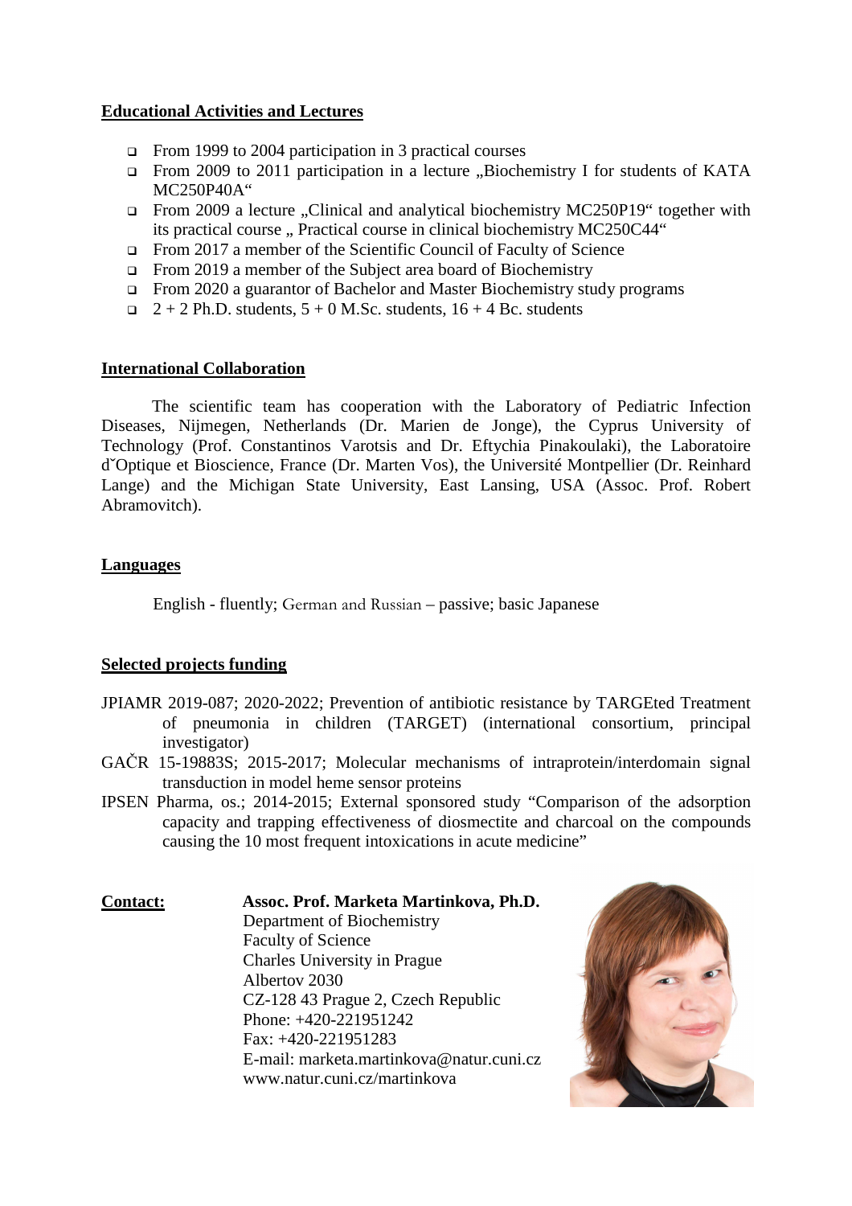**Educational Activities and Lectures**

- From 1999 to 2004 participation in 3 practical courses
- From 2009 to 2011 participation in a lecture „Biochemistry I for students of KATA MC250P40A"
- From 2009 a lecture „Clinical and analytical biochemistry MC250P19" together with its practical course „ Practical course in clinical biochemistry MC250C44"
- From 2017 a member of the Scientific Council of Faculty of Science
- From 2019 a member of the Subject area board of Biochemistry
- From 2020 a guarantor of Bachelor and Master Biochemistry study programs
- 2 + 2 Ph.D. students, 5 + 0 M.Sc. students, 16 + 4 Bc. students

**International Collaboration**

The scientific team has cooperation with the Laboratory of Pediatric Infection Diseases, Nijmegen, Netherlands (Dr. Marien de Jonge), the Cyprus University of Technology (Prof. Constantinos Varotsis and Dr. Eftychia Pinakoulaki), the Laboratoire dˇOptique et Bioscience, France (Dr. Marten Vos), the Université Montpellier (Dr. Reinhard Lange) and the Michigan State University, East Lansing, USA (Assoc. Prof. Robert Abramovitch).

**Languages**

English - fluently; German and Russian – passive; basic Japanese

**Selected projects funding**

JPIAMR 2019-087; 2020-2022; Prevention of antibiotic resistance by TARGEted Treatment of pneumonia in children (TARGET) (international consortium, principal investigator)

GAČR 15-19883S; 2015-2017; Molecular mechanisms of intraprotein/interdomain signal transduction in model heme sensor proteins

IPSEN Pharma, os.; 2014-2015; External sponsored study "Comparison of the adsorption capacity and trapping effectiveness of diosmectite and charcoal on the compounds causing the 10 most frequent intoxications in acute medicine"

**Contact:**

**Assoc. Prof. Marketa Martinkova, Ph.D.**
Department of Biochemistry
Faculty of Science
Charles University in Prague
Albertov 2030
CZ-128 43 Prague 2, Czech Republic
Phone: +420-221951242
Fax: +420-221951283
E-mail: marketa.martinkova@natur.cuni.cz
www.natur.cuni.cz/martinkova